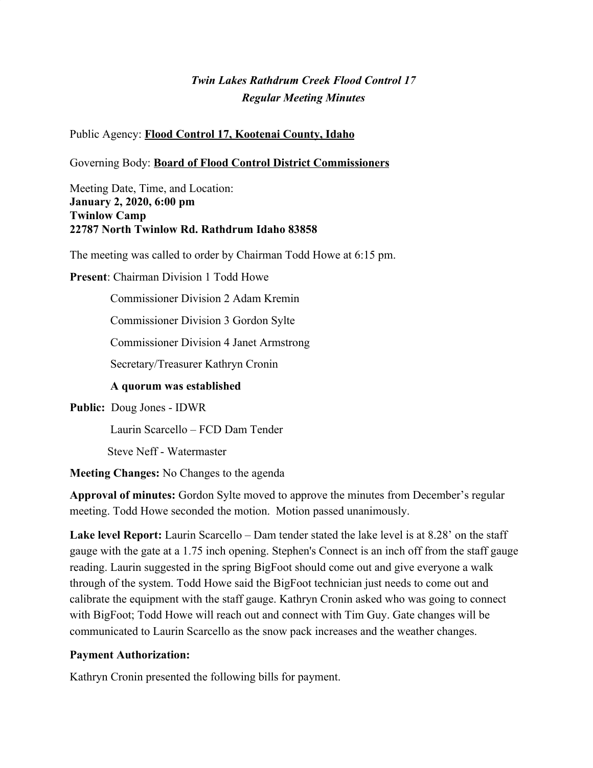***Twin Lakes Rathdrum Creek Flood Control 17***
***Regular Meeting Minutes***

Public Agency: **Flood Control 17, Kootenai County, Idaho**

Governing Body: **Board of Flood Control District Commissioners**

Meeting Date, Time, and Location:
**January 2, 2020, 6:00 pm**
**Twinlow Camp**
**22787 North Twinlow Rd. Rathdrum Idaho 83858**

The meeting was called to order by Chairman Todd Howe at 6:15 pm.

**Present**: Chairman Division 1 Todd Howe

Commissioner Division 2 Adam Kremin

Commissioner Division 3 Gordon Sylte

Commissioner Division 4 Janet Armstrong

Secretary/Treasurer Kathryn Cronin

**A quorum was established**

**Public:** Doug Jones - IDWR

Laurin Scarcello – FCD Dam Tender

Steve Neff - Watermaster

**Meeting Changes:** No Changes to the agenda

**Approval of minutes:** Gordon Sylte moved to approve the minutes from December's regular meeting. Todd Howe seconded the motion. Motion passed unanimously.

**Lake level Report:** Laurin Scarcello – Dam tender stated the lake level is at 8.28' on the staff gauge with the gate at a 1.75 inch opening. Stephen's Connect is an inch off from the staff gauge reading. Laurin suggested in the spring BigFoot should come out and give everyone a walk through of the system. Todd Howe said the BigFoot technician just needs to come out and calibrate the equipment with the staff gauge. Kathryn Cronin asked who was going to connect with BigFoot; Todd Howe will reach out and connect with Tim Guy. Gate changes will be communicated to Laurin Scarcello as the snow pack increases and the weather changes.

**Payment Authorization:**

Kathryn Cronin presented the following bills for payment.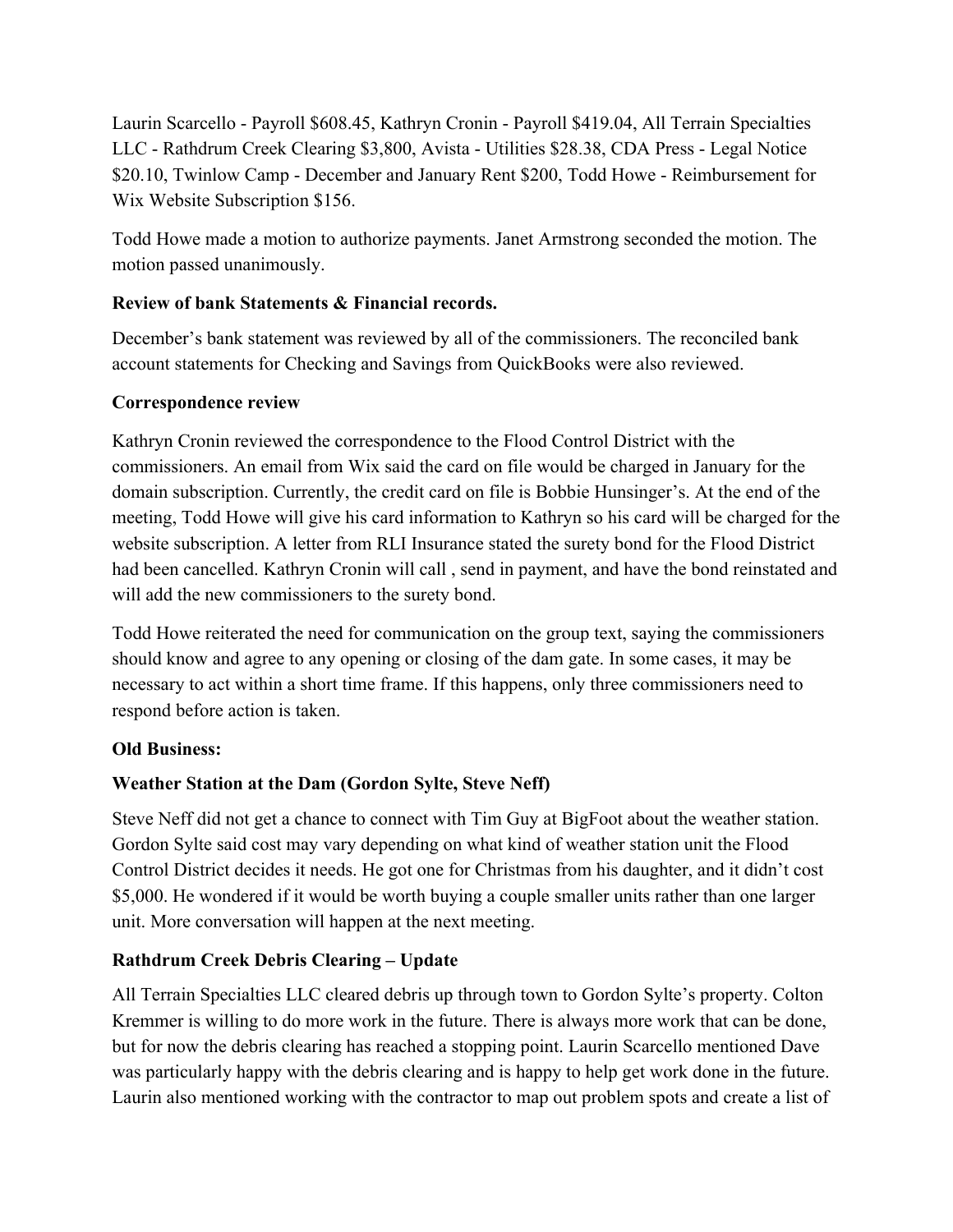Laurin Scarcello - Payroll $608.45, Kathryn Cronin - Payroll $419.04, All Terrain Specialties LLC - Rathdrum Creek Clearing $3,800, Avista - Utilities $28.38, CDA Press - Legal Notice $20.10, Twinlow Camp - December and January Rent $200, Todd Howe - Reimbursement for Wix Website Subscription $156.

Todd Howe made a motion to authorize payments. Janet Armstrong seconded the motion. The motion passed unanimously.

**Review of bank Statements & Financial records.**

December's bank statement was reviewed by all of the commissioners. The reconciled bank account statements for Checking and Savings from QuickBooks were also reviewed.

**Correspondence review**

Kathryn Cronin reviewed the correspondence to the Flood Control District with the commissioners. An email from Wix said the card on file would be charged in January for the domain subscription. Currently, the credit card on file is Bobbie Hunsinger's. At the end of the meeting, Todd Howe will give his card information to Kathryn so his card will be charged for the website subscription. A letter from RLI Insurance stated the surety bond for the Flood District had been cancelled. Kathryn Cronin will call , send in payment, and have the bond reinstated and will add the new commissioners to the surety bond.

Todd Howe reiterated the need for communication on the group text, saying the commissioners should know and agree to any opening or closing of the dam gate. In some cases, it may be necessary to act within a short time frame. If this happens, only three commissioners need to respond before action is taken.

**Old Business:**

**Weather Station at the Dam (Gordon Sylte, Steve Neff)**

Steve Neff did not get a chance to connect with Tim Guy at BigFoot about the weather station. Gordon Sylte said cost may vary depending on what kind of weather station unit the Flood Control District decides it needs. He got one for Christmas from his daughter, and it didn't cost $5,000. He wondered if it would be worth buying a couple smaller units rather than one larger unit. More conversation will happen at the next meeting.

**Rathdrum Creek Debris Clearing – Update**

All Terrain Specialties LLC cleared debris up through town to Gordon Sylte's property. Colton Kremmer is willing to do more work in the future. There is always more work that can be done, but for now the debris clearing has reached a stopping point. Laurin Scarcello mentioned Dave was particularly happy with the debris clearing and is happy to help get work done in the future. Laurin also mentioned working with the contractor to map out problem spots and create a list of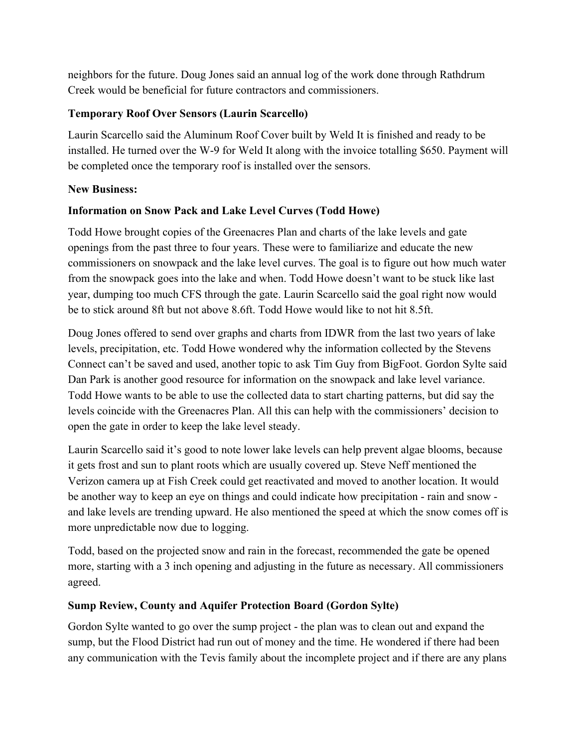neighbors for the future. Doug Jones said an annual log of the work done through Rathdrum Creek would be beneficial for future contractors and commissioners.

**Temporary Roof Over Sensors (Laurin Scarcello)**

Laurin Scarcello said the Aluminum Roof Cover built by Weld It is finished and ready to be installed. He turned over the W-9 for Weld It along with the invoice totalling $650. Payment will be completed once the temporary roof is installed over the sensors.

**New Business:**

**Information on Snow Pack and Lake Level Curves (Todd Howe)**

Todd Howe brought copies of the Greenacres Plan and charts of the lake levels and gate openings from the past three to four years. These were to familiarize and educate the new commissioners on snowpack and the lake level curves. The goal is to figure out how much water from the snowpack goes into the lake and when. Todd Howe doesn't want to be stuck like last year, dumping too much CFS through the gate. Laurin Scarcello said the goal right now would be to stick around 8ft but not above 8.6ft. Todd Howe would like to not hit 8.5ft.

Doug Jones offered to send over graphs and charts from IDWR from the last two years of lake levels, precipitation, etc. Todd Howe wondered why the information collected by the Stevens Connect can't be saved and used, another topic to ask Tim Guy from BigFoot. Gordon Sylte said Dan Park is another good resource for information on the snowpack and lake level variance. Todd Howe wants to be able to use the collected data to start charting patterns, but did say the levels coincide with the Greenacres Plan. All this can help with the commissioners' decision to open the gate in order to keep the lake level steady.

Laurin Scarcello said it's good to note lower lake levels can help prevent algae blooms, because it gets frost and sun to plant roots which are usually covered up. Steve Neff mentioned the Verizon camera up at Fish Creek could get reactivated and moved to another location. It would be another way to keep an eye on things and could indicate how precipitation - rain and snow - and lake levels are trending upward. He also mentioned the speed at which the snow comes off is more unpredictable now due to logging.

Todd, based on the projected snow and rain in the forecast, recommended the gate be opened more, starting with a 3 inch opening and adjusting in the future as necessary. All commissioners agreed.

**Sump Review, County and Aquifer Protection Board (Gordon Sylte)**

Gordon Sylte wanted to go over the sump project - the plan was to clean out and expand the sump, but the Flood District had run out of money and the time. He wondered if there had been any communication with the Tevis family about the incomplete project and if there are any plans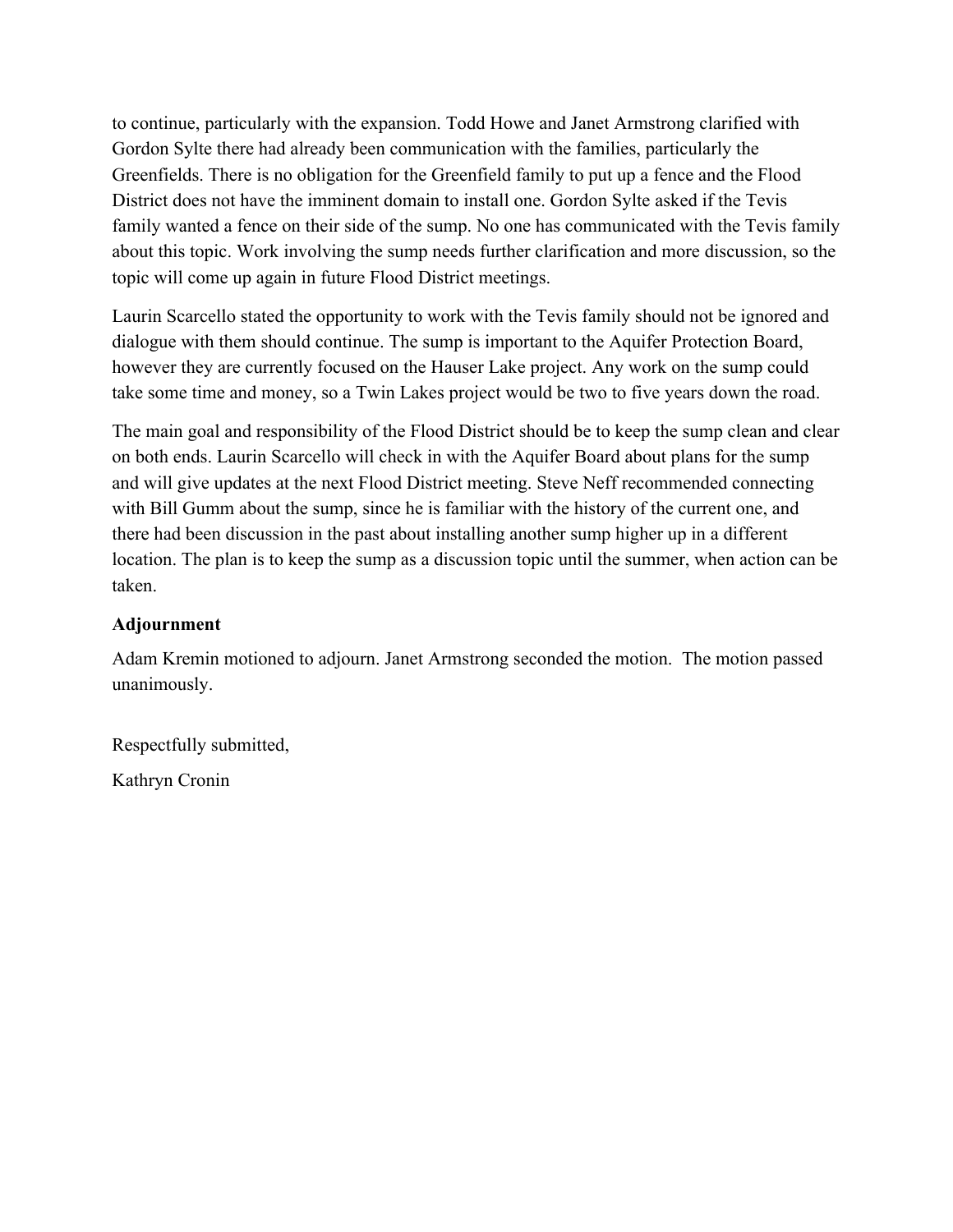to continue, particularly with the expansion. Todd Howe and Janet Armstrong clarified with Gordon Sylte there had already been communication with the families, particularly the Greenfields. There is no obligation for the Greenfield family to put up a fence and the Flood District does not have the imminent domain to install one. Gordon Sylte asked if the Tevis family wanted a fence on their side of the sump. No one has communicated with the Tevis family about this topic. Work involving the sump needs further clarification and more discussion, so the topic will come up again in future Flood District meetings.

Laurin Scarcello stated the opportunity to work with the Tevis family should not be ignored and dialogue with them should continue. The sump is important to the Aquifer Protection Board, however they are currently focused on the Hauser Lake project. Any work on the sump could take some time and money, so a Twin Lakes project would be two to five years down the road.

The main goal and responsibility of the Flood District should be to keep the sump clean and clear on both ends. Laurin Scarcello will check in with the Aquifer Board about plans for the sump and will give updates at the next Flood District meeting. Steve Neff recommended connecting with Bill Gumm about the sump, since he is familiar with the history of the current one, and there had been discussion in the past about installing another sump higher up in a different location. The plan is to keep the sump as a discussion topic until the summer, when action can be taken.

### Adjournment

Adam Kremin motioned to adjourn. Janet Armstrong seconded the motion. The motion passed unanimously.

Respectfully submitted,

Kathryn Cronin